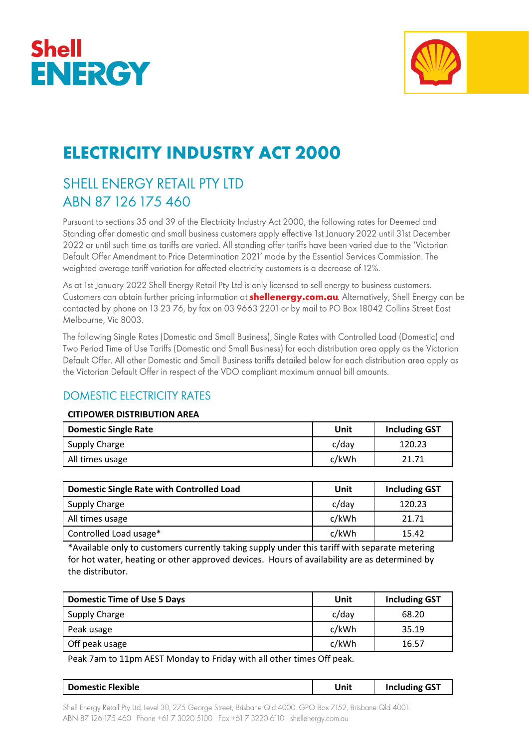Shell ENERGY

# ELECTRICITY INDUSTRY ACT 2000

## SHELL ENERGY RETAIL PTY LTD
## ABN 87 126 175 460

Pursuant to sections 35 and 39 of the Electricity Industry Act 2000, the following rates for Deemed and Standing offer domestic and small business customers apply effective 1st January 2022 until 31st December 2022 or until such time as tariffs are varied. All standing offer tariffs have been varied due to the 'Victorian Default Offer Amendment to Price Determination 2021' made by the Essential Services Commission. The weighted average tariff variation for affected electricity customers is a decrease of 12%.

As at 1st January 2022 Shell Energy Retail Pty Ltd is only licensed to sell energy to business customers. Customers can obtain further pricing information at **shellenergy.com.au**. Alternatively, Shell Energy can be contacted by phone on 13 23 76, by fax on 03 9663 2201 or by mail to PO Box 18042 Collins Street East Melbourne, Vic 8003.

The following Single Rates (Domestic and Small Business), Single Rates with Controlled Load (Domestic) and Two Period Time of Use Tariffs (Domestic and Small Business) for each distribution area apply as the Victorian Default Offer. All other Domestic and Small Business tariffs detailed below for each distribution area apply as the Victorian Default Offer in respect of the VDO compliant maximum annual bill amounts.

## DOMESTIC ELECTRICITY RATES

**CITIPOWER DISTRIBUTION AREA**

| Domestic Single Rate | Unit | Including GST |
|---|---|---|
| Supply Charge | c/day | 120.23 |
| All times usage | c/kWh | 21.71 |

| Domestic Single Rate with Controlled Load | Unit | Including GST |
|---|---|---|
| Supply Charge | c/day | 120.23 |
| All times usage | c/kWh | 21.71 |
| Controlled Load usage* | c/kWh | 15.42 |

*Available only to customers currently taking supply under this tariff with separate metering for hot water, heating or other approved devices. Hours of availability are as determined by the distributor.

| Domestic Time of Use 5 Days | Unit | Including GST |
|---|---|---|
| Supply Charge | c/day | 68.20 |
| Peak usage | c/kWh | 35.19 |
| Off peak usage | c/kWh | 16.57 |

Peak 7am to 11pm AEST Monday to Friday with all other times Off peak.

| Domestic Flexible | Unit | Including GST |
|---|---|---|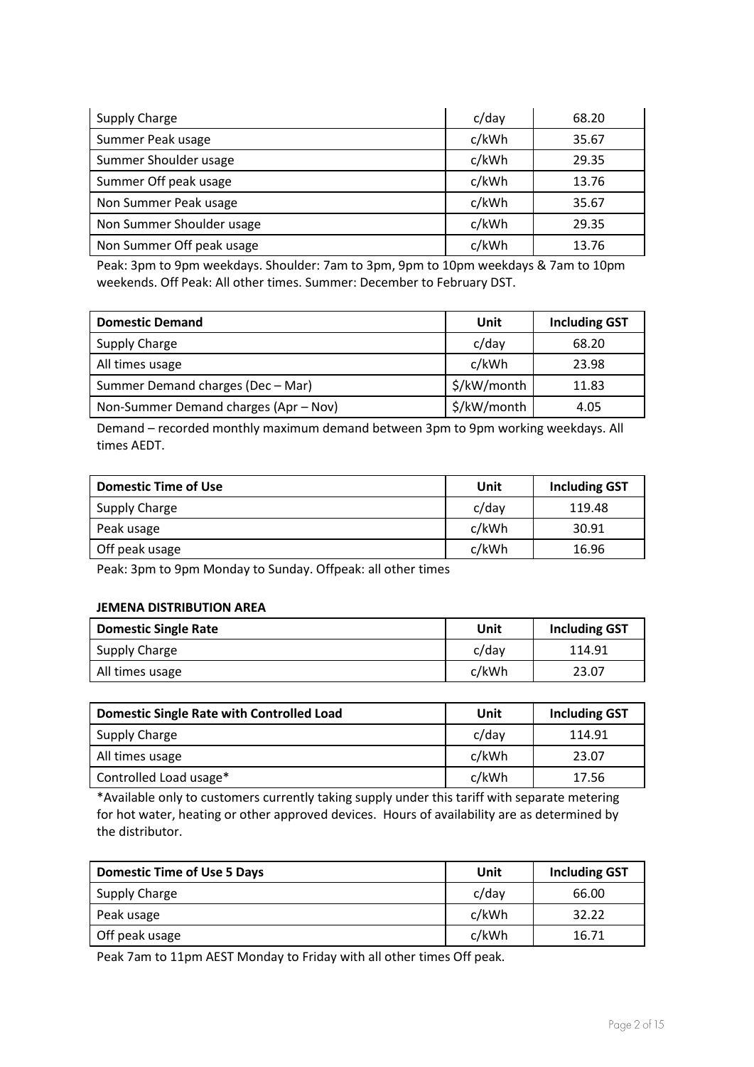| Supply Charge | c/day | 68.20 |
|---|---|---|
| Summer Peak usage | c/kWh | 35.67 |
| Summer Shoulder usage | c/kWh | 29.35 |
| Summer Off peak usage | c/kWh | 13.76 |
| Non Summer Peak usage | c/kWh | 35.67 |
| Non Summer Shoulder usage | c/kWh | 29.35 |
| Non Summer Off peak usage | c/kWh | 13.76 |

Peak: 3pm to 9pm weekdays. Shoulder: 7am to 3pm, 9pm to 10pm weekdays & 7am to 10pm weekends. Off Peak: All other times. Summer: December to February DST.

| Domestic Demand | Unit | Including GST |
|---|---|---|
| Supply Charge | c/day | 68.20 |
| All times usage | c/kWh | 23.98 |
| Summer Demand charges (Dec – Mar) | $/kW/month | 11.83 |
| Non-Summer Demand charges (Apr – Nov) | $/kW/month | 4.05 |

Demand – recorded monthly maximum demand between 3pm to 9pm working weekdays. All times AEDT.

| Domestic Time of Use | Unit | Including GST |
|---|---|---|
| Supply Charge | c/day | 119.48 |
| Peak usage | c/kWh | 30.91 |
| Off peak usage | c/kWh | 16.96 |

Peak: 3pm to 9pm Monday to Sunday. Offpeak: all other times

**JEMENA DISTRIBUTION AREA**

| Domestic Single Rate | Unit | Including GST |
|---|---|---|
| Supply Charge | c/day | 114.91 |
| All times usage | c/kWh | 23.07 |

| Domestic Single Rate with Controlled Load | Unit | Including GST |
|---|---|---|
| Supply Charge | c/day | 114.91 |
| All times usage | c/kWh | 23.07 |
| Controlled Load usage* | c/kWh | 17.56 |

*Available only to customers currently taking supply under this tariff with separate metering for hot water, heating or other approved devices. Hours of availability are as determined by the distributor.

| Domestic Time of Use 5 Days | Unit | Including GST |
|---|---|---|
| Supply Charge | c/day | 66.00 |
| Peak usage | c/kWh | 32.22 |
| Off peak usage | c/kWh | 16.71 |

Peak 7am to 11pm AEST Monday to Friday with all other times Off peak.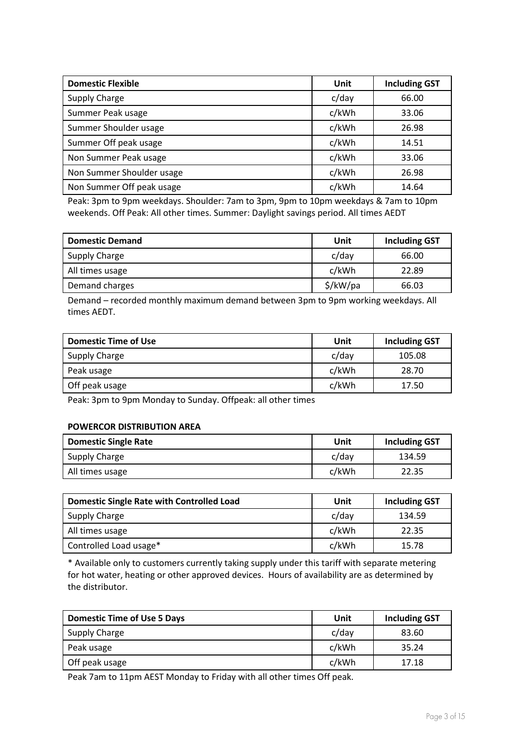| Domestic Flexible | Unit | Including GST |
|---|---|---|
| Supply Charge | c/day | 66.00 |
| Summer Peak usage | c/kWh | 33.06 |
| Summer Shoulder usage | c/kWh | 26.98 |
| Summer Off peak usage | c/kWh | 14.51 |
| Non Summer Peak usage | c/kWh | 33.06 |
| Non Summer Shoulder usage | c/kWh | 26.98 |
| Non Summer Off peak usage | c/kWh | 14.64 |

Peak: 3pm to 9pm weekdays. Shoulder: 7am to 3pm, 9pm to 10pm weekdays & 7am to 10pm weekends. Off Peak: All other times. Summer: Daylight savings period. All times AEDT

| Domestic Demand | Unit | Including GST |
|---|---|---|
| Supply Charge | c/day | 66.00 |
| All times usage | c/kWh | 22.89 |
| Demand charges | $/kW/pa | 66.03 |

Demand – recorded monthly maximum demand between 3pm to 9pm working weekdays. All times AEDT.

| Domestic Time of Use | Unit | Including GST |
|---|---|---|
| Supply Charge | c/day | 105.08 |
| Peak usage | c/kWh | 28.70 |
| Off peak usage | c/kWh | 17.50 |

Peak: 3pm to 9pm Monday to Sunday. Offpeak: all other times

**POWERCOR DISTRIBUTION AREA**

| Domestic Single Rate | Unit | Including GST |
|---|---|---|
| Supply Charge | c/day | 134.59 |
| All times usage | c/kWh | 22.35 |

| Domestic Single Rate with Controlled Load | Unit | Including GST |
|---|---|---|
| Supply Charge | c/day | 134.59 |
| All times usage | c/kWh | 22.35 |
| Controlled Load usage* | c/kWh | 15.78 |

* Available only to customers currently taking supply under this tariff with separate metering for hot water, heating or other approved devices. Hours of availability are as determined by the distributor.

| Domestic Time of Use 5 Days | Unit | Including GST |
|---|---|---|
| Supply Charge | c/day | 83.60 |
| Peak usage | c/kWh | 35.24 |
| Off peak usage | c/kWh | 17.18 |

Peak 7am to 11pm AEST Monday to Friday with all other times Off peak.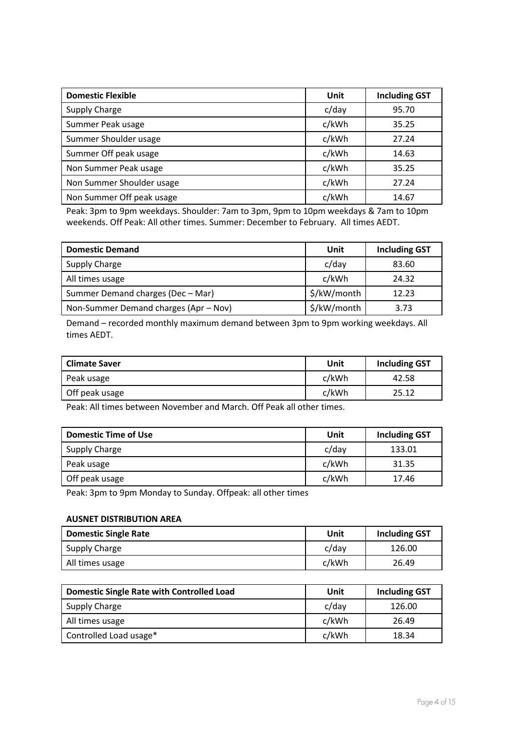| Domestic Flexible | Unit | Including GST |
| --- | --- | --- |
| Supply Charge | c/day | 95.70 |
| Summer Peak usage | c/kWh | 35.25 |
| Summer Shoulder usage | c/kWh | 27.24 |
| Summer Off peak usage | c/kWh | 14.63 |
| Non Summer Peak usage | c/kWh | 35.25 |
| Non Summer Shoulder usage | c/kWh | 27.24 |
| Non Summer Off peak usage | c/kWh | 14.67 |

Peak: 3pm to 9pm weekdays. Shoulder: 7am to 3pm, 9pm to 10pm weekdays & 7am to 10pm weekends. Off Peak: All other times. Summer: December to February. All times AEDT.

| Domestic Demand | Unit | Including GST |
| --- | --- | --- |
| Supply Charge | c/day | 83.60 |
| All times usage | c/kWh | 24.32 |
| Summer Demand charges (Dec – Mar) | $/kW/month | 12.23 |
| Non-Summer Demand charges (Apr – Nov) | $/kW/month | 3.73 |

Demand – recorded monthly maximum demand between 3pm to 9pm working weekdays. All times AEDT.

| Climate Saver | Unit | Including GST |
| --- | --- | --- |
| Peak usage | c/kWh | 42.58 |
| Off peak usage | c/kWh | 25.12 |

Peak: All times between November and March. Off Peak all other times.

| Domestic Time of Use | Unit | Including GST |
| --- | --- | --- |
| Supply Charge | c/day | 133.01 |
| Peak usage | c/kWh | 31.35 |
| Off peak usage | c/kWh | 17.46 |

Peak: 3pm to 9pm Monday to Sunday. Offpeak: all other times

**AUSNET DISTRIBUTION AREA**

| Domestic Single Rate | Unit | Including GST |
| --- | --- | --- |
| Supply Charge | c/day | 126.00 |
| All times usage | c/kWh | 26.49 |

| Domestic Single Rate with Controlled Load | Unit | Including GST |
| --- | --- | --- |
| Supply Charge | c/day | 126.00 |
| All times usage | c/kWh | 26.49 |
| Controlled Load usage* | c/kWh | 18.34 |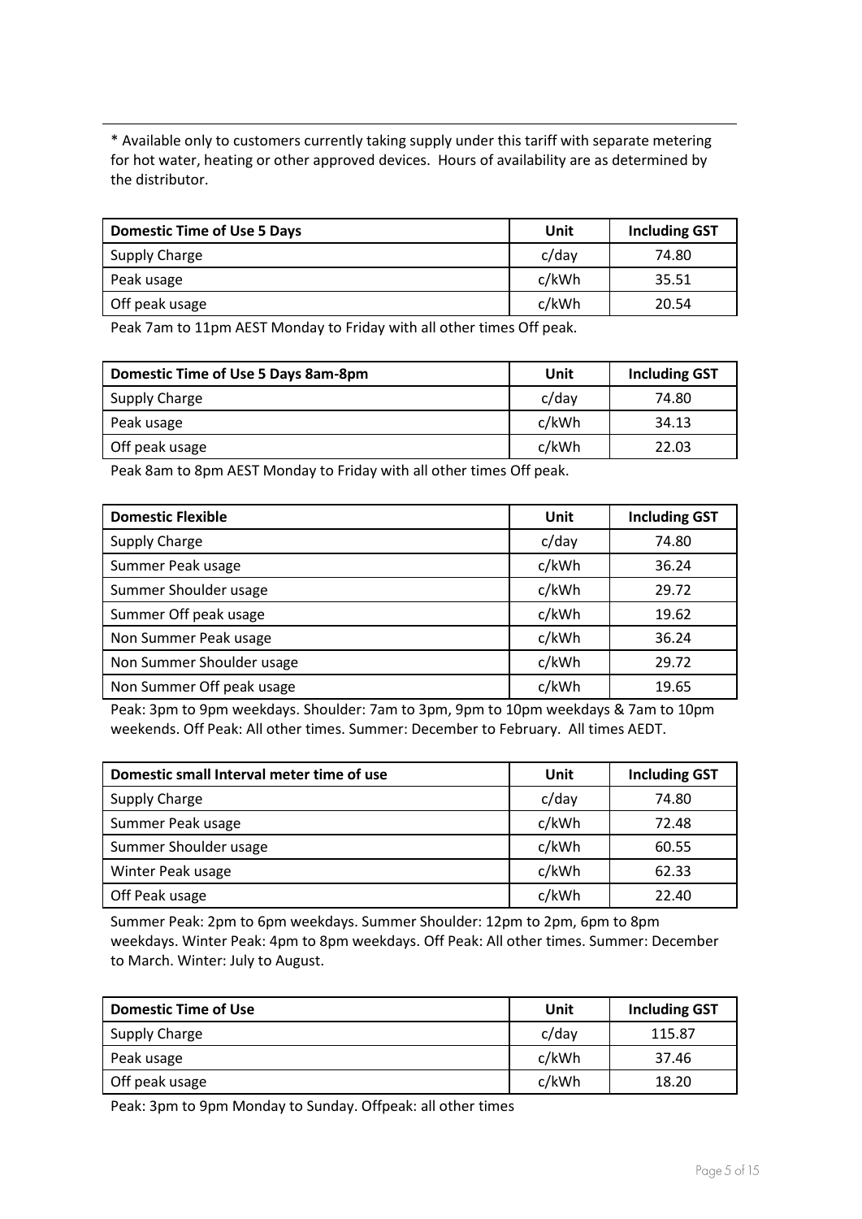\* Available only to customers currently taking supply under this tariff with separate metering for hot water, heating or other approved devices. Hours of availability are as determined by the distributor.

| Domestic Time of Use 5 Days | Unit | Including GST |
|---|---|---|
| Supply Charge | c/day | 74.80 |
| Peak usage | c/kWh | 35.51 |
| Off peak usage | c/kWh | 20.54 |

Peak 7am to 11pm AEST Monday to Friday with all other times Off peak.

| Domestic Time of Use 5 Days 8am-8pm | Unit | Including GST |
|---|---|---|
| Supply Charge | c/day | 74.80 |
| Peak usage | c/kWh | 34.13 |
| Off peak usage | c/kWh | 22.03 |

Peak 8am to 8pm AEST Monday to Friday with all other times Off peak.

| Domestic Flexible | Unit | Including GST |
|---|---|---|
| Supply Charge | c/day | 74.80 |
| Summer Peak usage | c/kWh | 36.24 |
| Summer Shoulder usage | c/kWh | 29.72 |
| Summer Off peak usage | c/kWh | 19.62 |
| Non Summer Peak usage | c/kWh | 36.24 |
| Non Summer Shoulder usage | c/kWh | 29.72 |
| Non Summer Off peak usage | c/kWh | 19.65 |

Peak: 3pm to 9pm weekdays. Shoulder: 7am to 3pm, 9pm to 10pm weekdays & 7am to 10pm weekends. Off Peak: All other times. Summer: December to February. All times AEDT.

| Domestic small Interval meter time of use | Unit | Including GST |
|---|---|---|
| Supply Charge | c/day | 74.80 |
| Summer Peak usage | c/kWh | 72.48 |
| Summer Shoulder usage | c/kWh | 60.55 |
| Winter Peak usage | c/kWh | 62.33 |
| Off Peak usage | c/kWh | 22.40 |

Summer Peak: 2pm to 6pm weekdays. Summer Shoulder: 12pm to 2pm, 6pm to 8pm weekdays. Winter Peak: 4pm to 8pm weekdays. Off Peak: All other times. Summer: December to March. Winter: July to August.

| Domestic Time of Use | Unit | Including GST |
|---|---|---|
| Supply Charge | c/day | 115.87 |
| Peak usage | c/kWh | 37.46 |
| Off peak usage | c/kWh | 18.20 |

Peak: 3pm to 9pm Monday to Sunday. Offpeak: all other times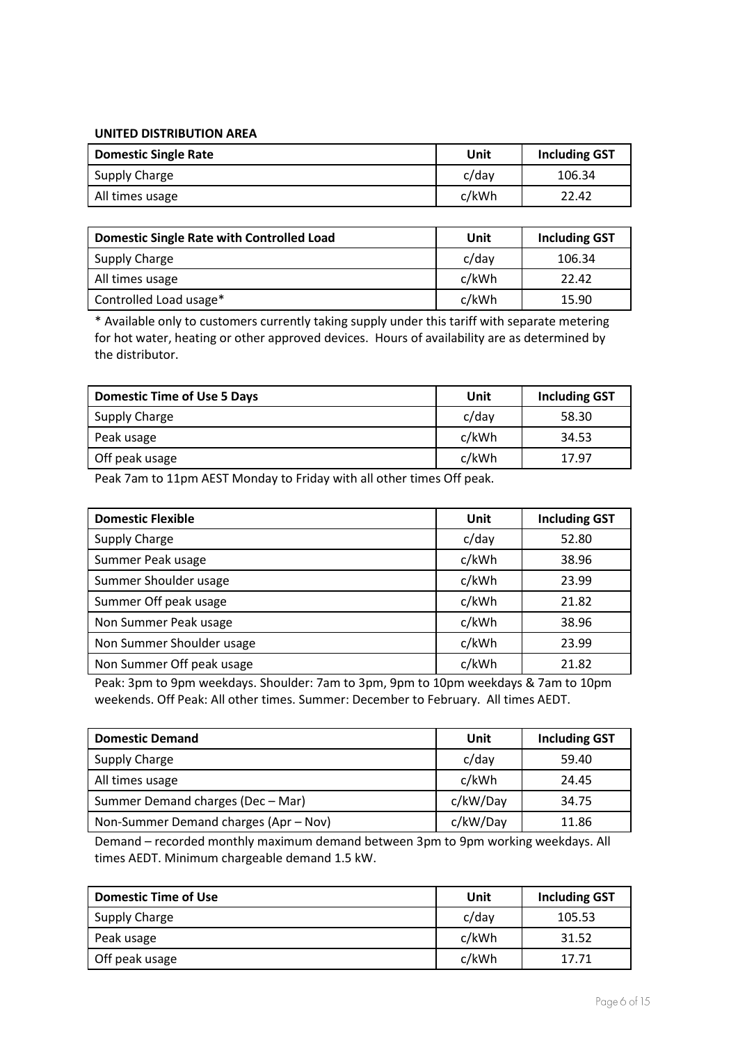**UNITED DISTRIBUTION AREA**

| Domestic Single Rate | Unit | Including GST |
| --- | --- | --- |
| Supply Charge | c/day | 106.34 |
| All times usage | c/kWh | 22.42 |

| Domestic Single Rate with Controlled Load | Unit | Including GST |
| --- | --- | --- |
| Supply Charge | c/day | 106.34 |
| All times usage | c/kWh | 22.42 |
| Controlled Load usage* | c/kWh | 15.90 |

* Available only to customers currently taking supply under this tariff with separate metering for hot water, heating or other approved devices. Hours of availability are as determined by the distributor.

| Domestic Time of Use 5 Days | Unit | Including GST |
| --- | --- | --- |
| Supply Charge | c/day | 58.30 |
| Peak usage | c/kWh | 34.53 |
| Off peak usage | c/kWh | 17.97 |

Peak 7am to 11pm AEST Monday to Friday with all other times Off peak.

| Domestic Flexible | Unit | Including GST |
| --- | --- | --- |
| Supply Charge | c/day | 52.80 |
| Summer Peak usage | c/kWh | 38.96 |
| Summer Shoulder usage | c/kWh | 23.99 |
| Summer Off peak usage | c/kWh | 21.82 |
| Non Summer Peak usage | c/kWh | 38.96 |
| Non Summer Shoulder usage | c/kWh | 23.99 |
| Non Summer Off peak usage | c/kWh | 21.82 |

Peak: 3pm to 9pm weekdays. Shoulder: 7am to 3pm, 9pm to 10pm weekdays & 7am to 10pm weekends. Off Peak: All other times. Summer: December to February. All times AEDT.

| Domestic Demand | Unit | Including GST |
| --- | --- | --- |
| Supply Charge | c/day | 59.40 |
| All times usage | c/kWh | 24.45 |
| Summer Demand charges (Dec – Mar) | c/kW/Day | 34.75 |
| Non-Summer Demand charges (Apr – Nov) | c/kW/Day | 11.86 |

Demand – recorded monthly maximum demand between 3pm to 9pm working weekdays. All times AEDT. Minimum chargeable demand 1.5 kW.

| Domestic Time of Use | Unit | Including GST |
| --- | --- | --- |
| Supply Charge | c/day | 105.53 |
| Peak usage | c/kWh | 31.52 |
| Off peak usage | c/kWh | 17.71 |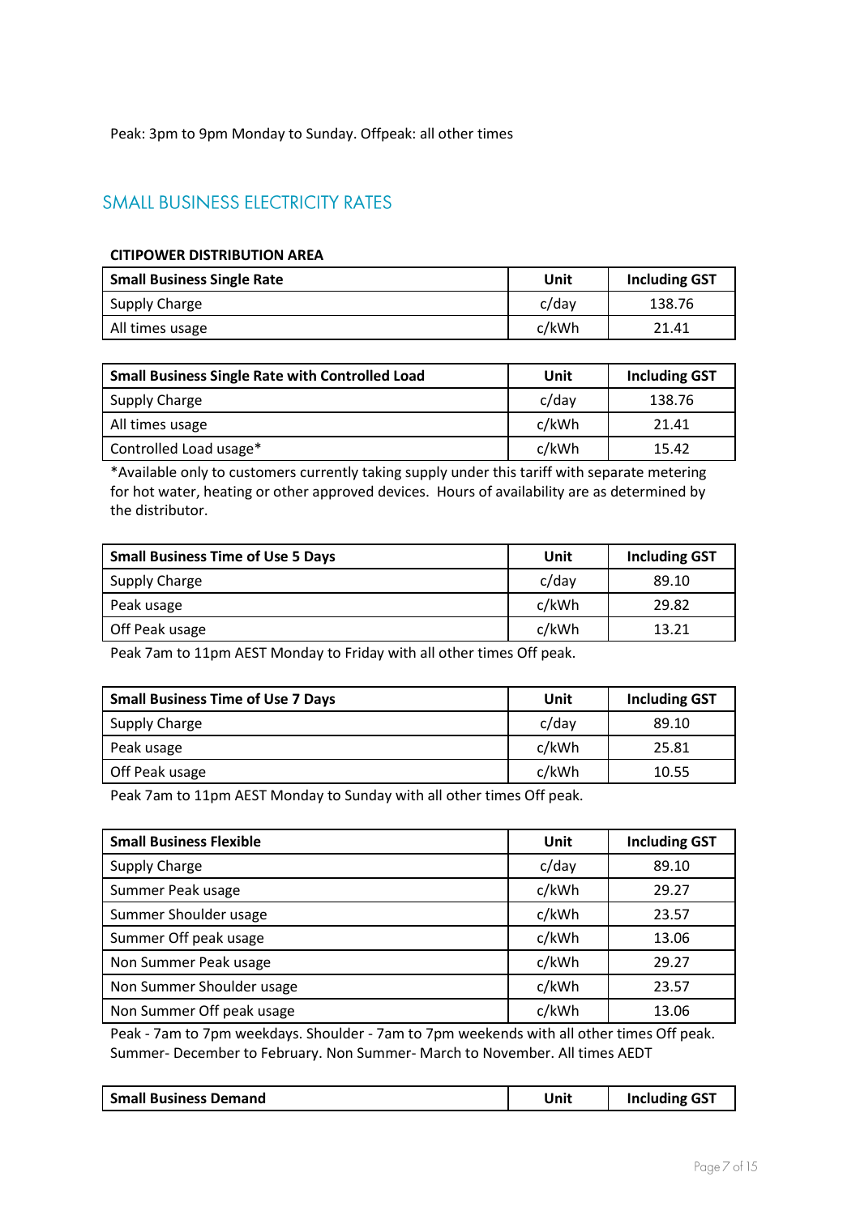Peak: 3pm to 9pm Monday to Sunday. Offpeak: all other times

## SMALL BUSINESS ELECTRICITY RATES

**CITIPOWER DISTRIBUTION AREA**

| Small Business Single Rate | Unit | Including GST |
|---|---|---|
| Supply Charge | c/day | 138.76 |
| All times usage | c/kWh | 21.41 |

| Small Business Single Rate with Controlled Load | Unit | Including GST |
|---|---|---|
| Supply Charge | c/day | 138.76 |
| All times usage | c/kWh | 21.41 |
| Controlled Load usage* | c/kWh | 15.42 |

*Available only to customers currently taking supply under this tariff with separate metering for hot water, heating or other approved devices. Hours of availability are as determined by the distributor.

| Small Business Time of Use 5 Days | Unit | Including GST |
|---|---|---|
| Supply Charge | c/day | 89.10 |
| Peak usage | c/kWh | 29.82 |
| Off Peak usage | c/kWh | 13.21 |

Peak 7am to 11pm AEST Monday to Friday with all other times Off peak.

| Small Business Time of Use 7 Days | Unit | Including GST |
|---|---|---|
| Supply Charge | c/day | 89.10 |
| Peak usage | c/kWh | 25.81 |
| Off Peak usage | c/kWh | 10.55 |

Peak 7am to 11pm AEST Monday to Sunday with all other times Off peak.

| Small Business Flexible | Unit | Including GST |
|---|---|---|
| Supply Charge | c/day | 89.10 |
| Summer Peak usage | c/kWh | 29.27 |
| Summer Shoulder usage | c/kWh | 23.57 |
| Summer Off peak usage | c/kWh | 13.06 |
| Non Summer Peak usage | c/kWh | 29.27 |
| Non Summer Shoulder usage | c/kWh | 23.57 |
| Non Summer Off peak usage | c/kWh | 13.06 |

Peak - 7am to 7pm weekdays. Shoulder - 7am to 7pm weekends with all other times Off peak. Summer- December to February. Non Summer- March to November. All times AEDT

| Small Business Demand | Unit | Including GST |
|---|---|---|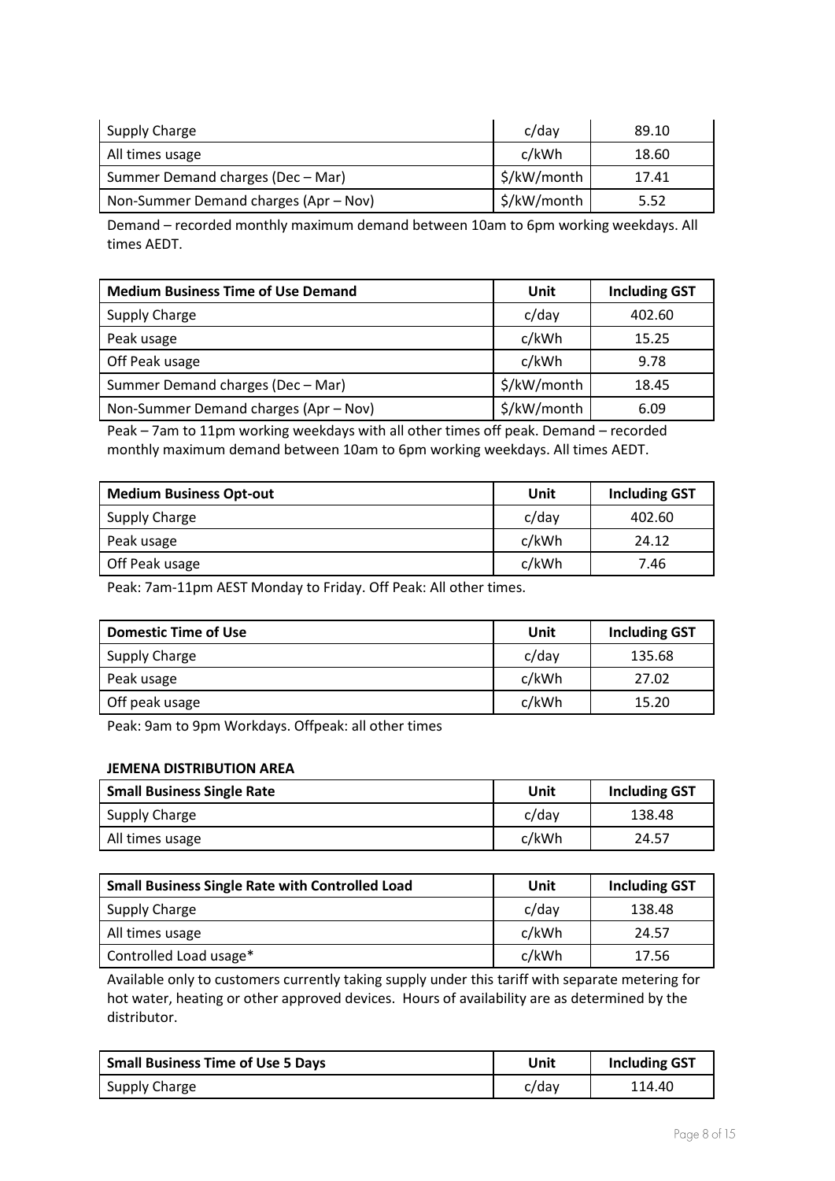| Supply Charge | c/day | 89.10 |
|---|---|---|
| All times usage | c/kWh | 18.60 |
| Summer Demand charges (Dec – Mar) | $/kW/month | 17.41 |
| Non-Summer Demand charges (Apr – Nov) | $/kW/month | 5.52 |

Demand – recorded monthly maximum demand between 10am to 6pm working weekdays. All times AEDT.

| Medium Business Time of Use Demand | Unit | Including GST |
|---|---|---|
| Supply Charge | c/day | 402.60 |
| Peak usage | c/kWh | 15.25 |
| Off Peak usage | c/kWh | 9.78 |
| Summer Demand charges (Dec – Mar) | $/kW/month | 18.45 |
| Non-Summer Demand charges (Apr – Nov) | $/kW/month | 6.09 |

Peak – 7am to 11pm working weekdays with all other times off peak. Demand – recorded monthly maximum demand between 10am to 6pm working weekdays. All times AEDT.

| Medium Business Opt-out | Unit | Including GST |
|---|---|---|
| Supply Charge | c/day | 402.60 |
| Peak usage | c/kWh | 24.12 |
| Off Peak usage | c/kWh | 7.46 |

Peak: 7am-11pm AEST Monday to Friday. Off Peak: All other times.

| Domestic Time of Use | Unit | Including GST |
|---|---|---|
| Supply Charge | c/day | 135.68 |
| Peak usage | c/kWh | 27.02 |
| Off peak usage | c/kWh | 15.20 |

Peak: 9am to 9pm Workdays. Offpeak: all other times

**JEMENA DISTRIBUTION AREA**

| Small Business Single Rate | Unit | Including GST |
|---|---|---|
| Supply Charge | c/day | 138.48 |
| All times usage | c/kWh | 24.57 |

| Small Business Single Rate with Controlled Load | Unit | Including GST |
|---|---|---|
| Supply Charge | c/day | 138.48 |
| All times usage | c/kWh | 24.57 |
| Controlled Load usage* | c/kWh | 17.56 |

Available only to customers currently taking supply under this tariff with separate metering for hot water, heating or other approved devices. Hours of availability are as determined by the distributor.

| Small Business Time of Use 5 Days | Unit | Including GST |
|---|---|---|
| Supply Charge | c/day | 114.40 |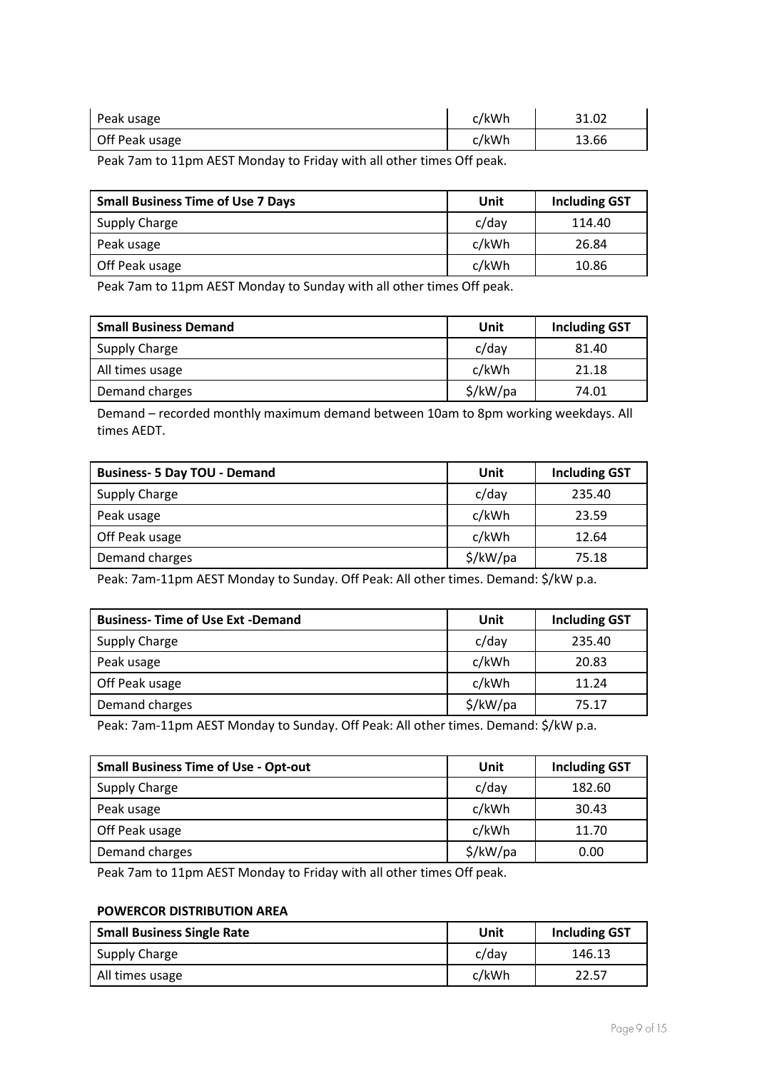| Peak usage | c/kWh | 31.02 |
|---|---|---|
| Off Peak usage | c/kWh | 13.66 |

Peak 7am to 11pm AEST Monday to Friday with all other times Off peak.

| Small Business Time of Use 7 Days | Unit | Including GST |
|---|---|---|
| Supply Charge | c/day | 114.40 |
| Peak usage | c/kWh | 26.84 |
| Off Peak usage | c/kWh | 10.86 |

Peak 7am to 11pm AEST Monday to Sunday with all other times Off peak.

| Small Business Demand | Unit | Including GST |
|---|---|---|
| Supply Charge | c/day | 81.40 |
| All times usage | c/kWh | 21.18 |
| Demand charges | $/kW/pa | 74.01 |

Demand – recorded monthly maximum demand between 10am to 8pm working weekdays. All times AEDT.

| Business- 5 Day TOU - Demand | Unit | Including GST |
|---|---|---|
| Supply Charge | c/day | 235.40 |
| Peak usage | c/kWh | 23.59 |
| Off Peak usage | c/kWh | 12.64 |
| Demand charges | $/kW/pa | 75.18 |

Peak: 7am-11pm AEST Monday to Sunday. Off Peak: All other times. Demand: $/kW p.a.

| Business- Time of Use Ext -Demand | Unit | Including GST |
|---|---|---|
| Supply Charge | c/day | 235.40 |
| Peak usage | c/kWh | 20.83 |
| Off Peak usage | c/kWh | 11.24 |
| Demand charges | $/kW/pa | 75.17 |

Peak: 7am-11pm AEST Monday to Sunday. Off Peak: All other times. Demand: $/kW p.a.

| Small Business Time of Use - Opt-out | Unit | Including GST |
|---|---|---|
| Supply Charge | c/day | 182.60 |
| Peak usage | c/kWh | 30.43 |
| Off Peak usage | c/kWh | 11.70 |
| Demand charges | $/kW/pa | 0.00 |

Peak 7am to 11pm AEST Monday to Friday with all other times Off peak.

**POWERCOR DISTRIBUTION AREA**

| Small Business Single Rate | Unit | Including GST |
|---|---|---|
| Supply Charge | c/day | 146.13 |
| All times usage | c/kWh | 22.57 |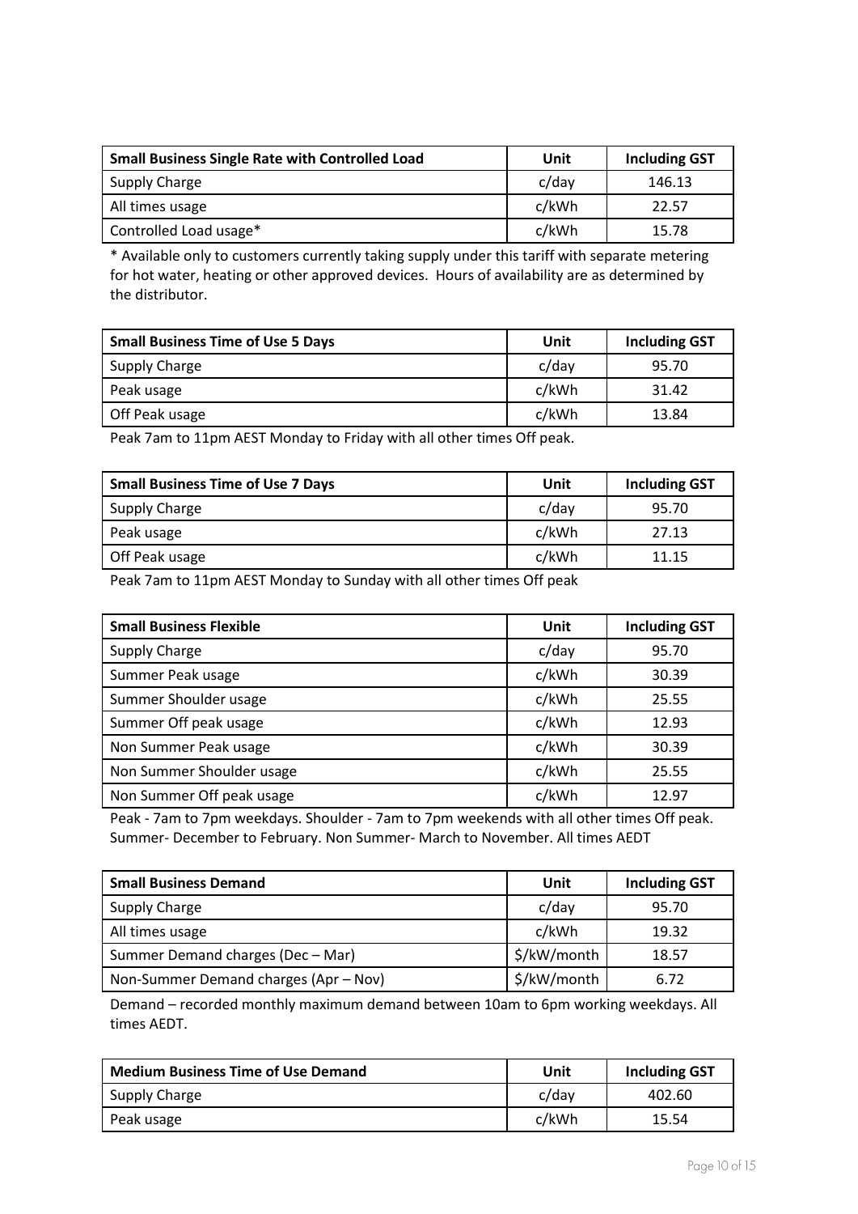| Small Business Single Rate with Controlled Load | Unit | Including GST |
| --- | --- | --- |
| Supply Charge | c/day | 146.13 |
| All times usage | c/kWh | 22.57 |
| Controlled Load usage* | c/kWh | 15.78 |

* Available only to customers currently taking supply under this tariff with separate metering for hot water, heating or other approved devices. Hours of availability are as determined by the distributor.

| Small Business Time of Use 5 Days | Unit | Including GST |
| --- | --- | --- |
| Supply Charge | c/day | 95.70 |
| Peak usage | c/kWh | 31.42 |
| Off Peak usage | c/kWh | 13.84 |

Peak 7am to 11pm AEST Monday to Friday with all other times Off peak.

| Small Business Time of Use 7 Days | Unit | Including GST |
| --- | --- | --- |
| Supply Charge | c/day | 95.70 |
| Peak usage | c/kWh | 27.13 |
| Off Peak usage | c/kWh | 11.15 |

Peak 7am to 11pm AEST Monday to Sunday with all other times Off peak

| Small Business Flexible | Unit | Including GST |
| --- | --- | --- |
| Supply Charge | c/day | 95.70 |
| Summer Peak usage | c/kWh | 30.39 |
| Summer Shoulder usage | c/kWh | 25.55 |
| Summer Off peak usage | c/kWh | 12.93 |
| Non Summer Peak usage | c/kWh | 30.39 |
| Non Summer Shoulder usage | c/kWh | 25.55 |
| Non Summer Off peak usage | c/kWh | 12.97 |

Peak - 7am to 7pm weekdays. Shoulder - 7am to 7pm weekends with all other times Off peak. Summer- December to February. Non Summer- March to November. All times AEDT

| Small Business Demand | Unit | Including GST |
| --- | --- | --- |
| Supply Charge | c/day | 95.70 |
| All times usage | c/kWh | 19.32 |
| Summer Demand charges (Dec – Mar) | $/kW/month | 18.57 |
| Non-Summer Demand charges (Apr – Nov) | $/kW/month | 6.72 |

Demand – recorded monthly maximum demand between 10am to 6pm working weekdays. All times AEDT.

| Medium Business Time of Use Demand | Unit | Including GST |
| --- | --- | --- |
| Supply Charge | c/day | 402.60 |
| Peak usage | c/kWh | 15.54 |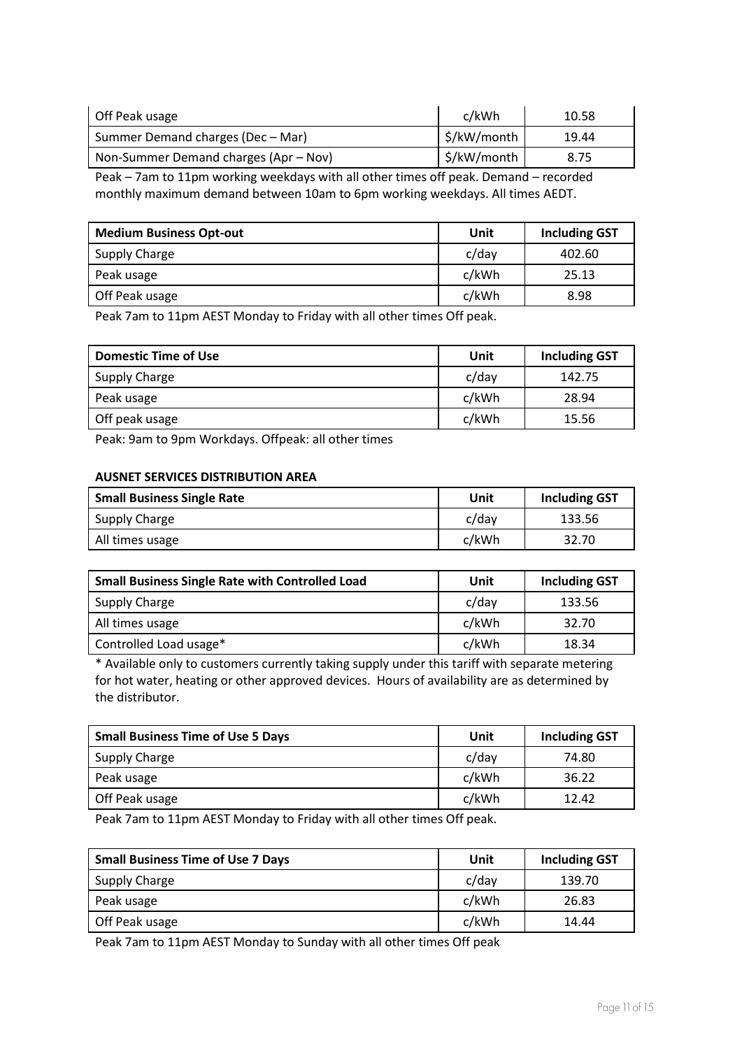| Off Peak usage | c/kWh | 10.58 |
|---|---|---|
| Summer Demand charges (Dec – Mar) | $/kW/month | 19.44 |
| Non-Summer Demand charges (Apr – Nov) | $/kW/month | 8.75 |

Peak – 7am to 11pm working weekdays with all other times off peak. Demand – recorded monthly maximum demand between 10am to 6pm working weekdays. All times AEDT.

| **Medium Business Opt-out** | **Unit** | **Including GST** |
|---|---|---|
| Supply Charge | c/day | 402.60 |
| Peak usage | c/kWh | 25.13 |
| Off Peak usage | c/kWh | 8.98 |

Peak 7am to 11pm AEST Monday to Friday with all other times Off peak.

| **Domestic Time of Use** | **Unit** | **Including GST** |
|---|---|---|
| Supply Charge | c/day | 142.75 |
| Peak usage | c/kWh | 28.94 |
| Off peak usage | c/kWh | 15.56 |

Peak: 9am to 9pm Workdays. Offpeak: all other times

**AUSNET SERVICES DISTRIBUTION AREA**

| **Small Business Single Rate** | **Unit** | **Including GST** |
|---|---|---|
| Supply Charge | c/day | 133.56 |
| All times usage | c/kWh | 32.70 |

| **Small Business Single Rate with Controlled Load** | **Unit** | **Including GST** |
|---|---|---|
| Supply Charge | c/day | 133.56 |
| All times usage | c/kWh | 32.70 |
| Controlled Load usage* | c/kWh | 18.34 |

* Available only to customers currently taking supply under this tariff with separate metering for hot water, heating or other approved devices. Hours of availability are as determined by the distributor.

| **Small Business Time of Use 5 Days** | **Unit** | **Including GST** |
|---|---|---|
| Supply Charge | c/day | 74.80 |
| Peak usage | c/kWh | 36.22 |
| Off Peak usage | c/kWh | 12.42 |

Peak 7am to 11pm AEST Monday to Friday with all other times Off peak.

| **Small Business Time of Use 7 Days** | **Unit** | **Including GST** |
|---|---|---|
| Supply Charge | c/day | 139.70 |
| Peak usage | c/kWh | 26.83 |
| Off Peak usage | c/kWh | 14.44 |

Peak 7am to 11pm AEST Monday to Sunday with all other times Off peak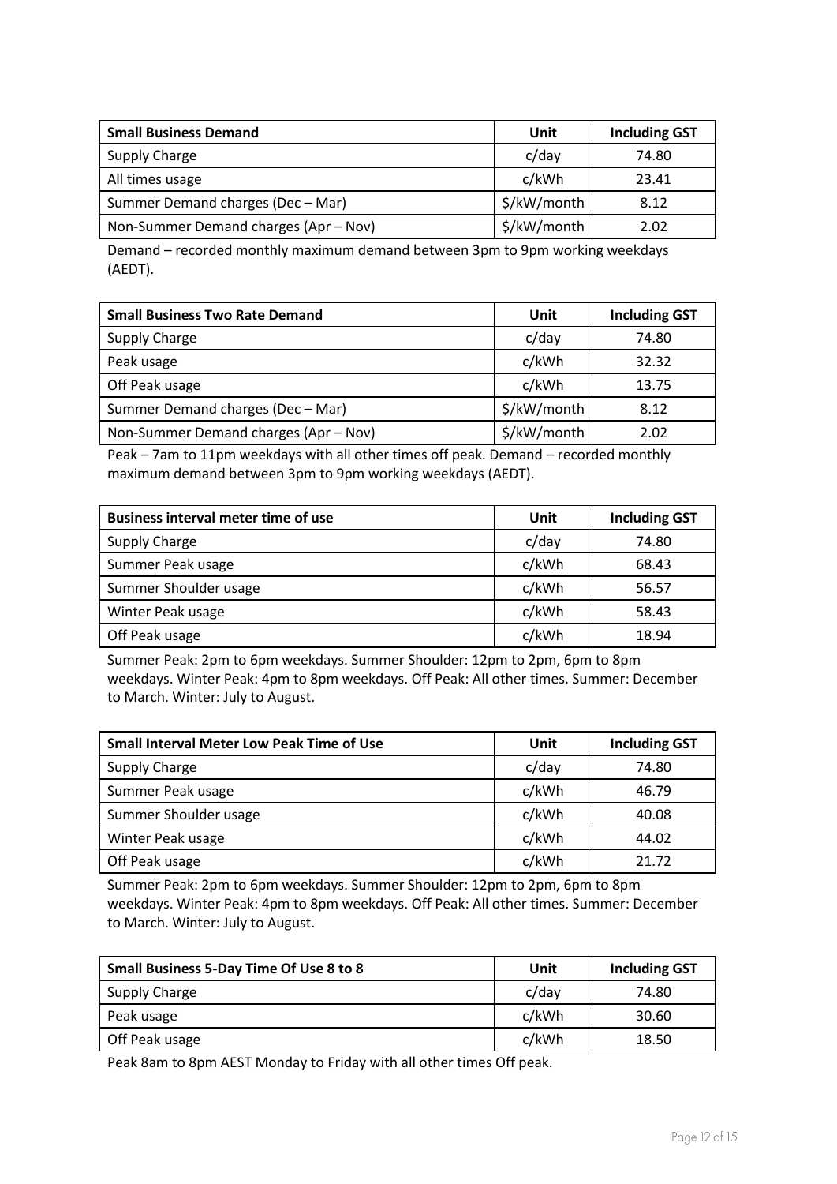| Small Business Demand | Unit | Including GST |
|---|---|---|
| Supply Charge | c/day | 74.80 |
| All times usage | c/kWh | 23.41 |
| Summer Demand charges (Dec – Mar) | $/kW/month | 8.12 |
| Non-Summer Demand charges (Apr – Nov) | $/kW/month | 2.02 |

Demand – recorded monthly maximum demand between 3pm to 9pm working weekdays (AEDT).

| Small Business Two Rate Demand | Unit | Including GST |
|---|---|---|
| Supply Charge | c/day | 74.80 |
| Peak usage | c/kWh | 32.32 |
| Off Peak usage | c/kWh | 13.75 |
| Summer Demand charges (Dec – Mar) | $/kW/month | 8.12 |
| Non-Summer Demand charges (Apr – Nov) | $/kW/month | 2.02 |

Peak – 7am to 11pm weekdays with all other times off peak. Demand – recorded monthly maximum demand between 3pm to 9pm working weekdays (AEDT).

| Business interval meter time of use | Unit | Including GST |
|---|---|---|
| Supply Charge | c/day | 74.80 |
| Summer Peak usage | c/kWh | 68.43 |
| Summer Shoulder usage | c/kWh | 56.57 |
| Winter Peak usage | c/kWh | 58.43 |
| Off Peak usage | c/kWh | 18.94 |

Summer Peak: 2pm to 6pm weekdays. Summer Shoulder: 12pm to 2pm, 6pm to 8pm weekdays. Winter Peak: 4pm to 8pm weekdays. Off Peak: All other times. Summer: December to March. Winter: July to August.

| Small Interval Meter Low Peak Time of Use | Unit | Including GST |
|---|---|---|
| Supply Charge | c/day | 74.80 |
| Summer Peak usage | c/kWh | 46.79 |
| Summer Shoulder usage | c/kWh | 40.08 |
| Winter Peak usage | c/kWh | 44.02 |
| Off Peak usage | c/kWh | 21.72 |

Summer Peak: 2pm to 6pm weekdays. Summer Shoulder: 12pm to 2pm, 6pm to 8pm weekdays. Winter Peak: 4pm to 8pm weekdays. Off Peak: All other times. Summer: December to March. Winter: July to August.

| Small Business 5-Day Time Of Use 8 to 8 | Unit | Including GST |
|---|---|---|
| Supply Charge | c/day | 74.80 |
| Peak usage | c/kWh | 30.60 |
| Off Peak usage | c/kWh | 18.50 |

Peak 8am to 8pm AEST Monday to Friday with all other times Off peak.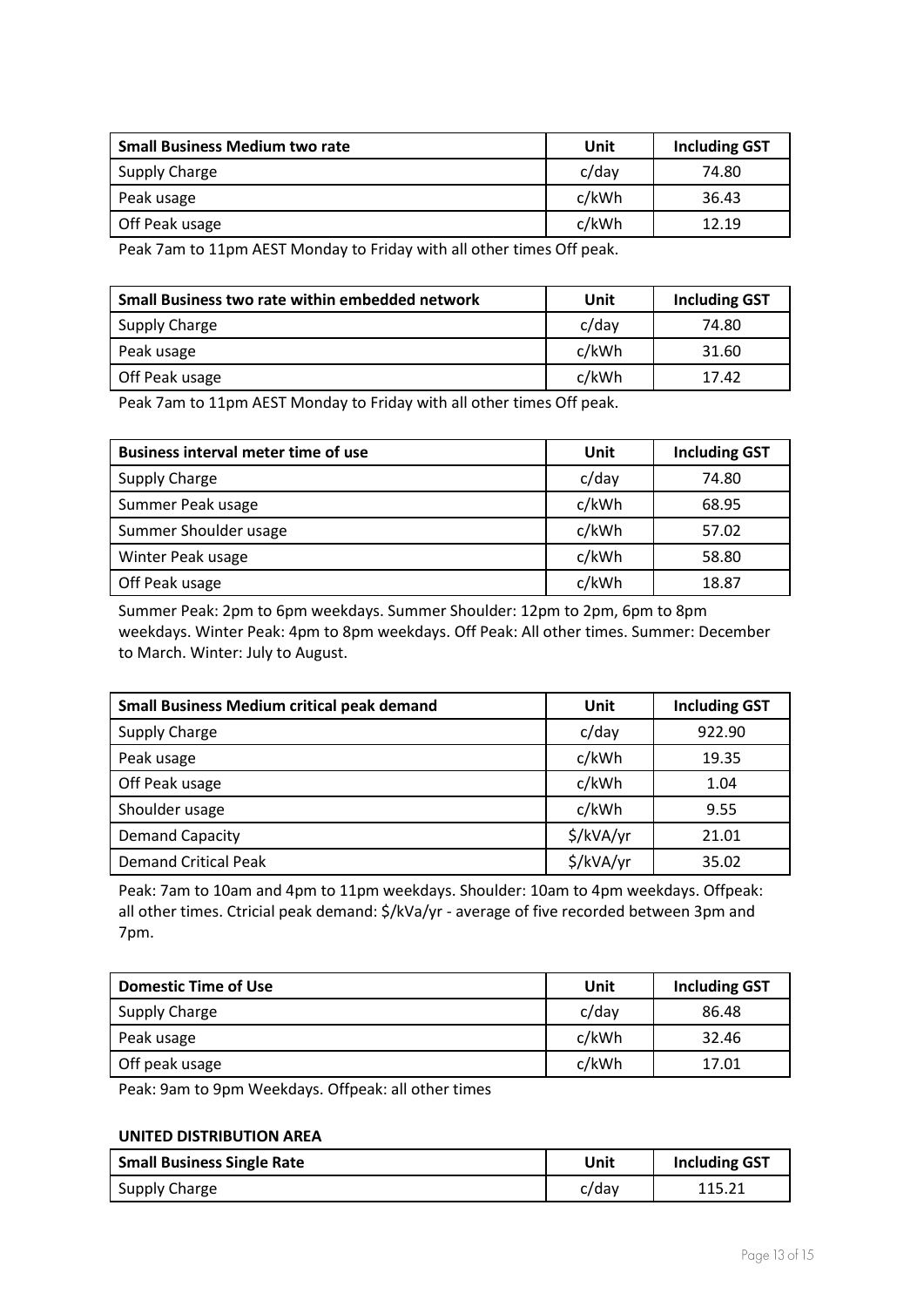| Small Business Medium two rate | Unit | Including GST |
|---|---|---|
| Supply Charge | c/day | 74.80 |
| Peak usage | c/kWh | 36.43 |
| Off Peak usage | c/kWh | 12.19 |

Peak 7am to 11pm AEST Monday to Friday with all other times Off peak.

| Small Business two rate within embedded network | Unit | Including GST |
|---|---|---|
| Supply Charge | c/day | 74.80 |
| Peak usage | c/kWh | 31.60 |
| Off Peak usage | c/kWh | 17.42 |

Peak 7am to 11pm AEST Monday to Friday with all other times Off peak.

| Business interval meter time of use | Unit | Including GST |
|---|---|---|
| Supply Charge | c/day | 74.80 |
| Summer Peak usage | c/kWh | 68.95 |
| Summer Shoulder usage | c/kWh | 57.02 |
| Winter Peak usage | c/kWh | 58.80 |
| Off Peak usage | c/kWh | 18.87 |

Summer Peak: 2pm to 6pm weekdays. Summer Shoulder: 12pm to 2pm, 6pm to 8pm weekdays. Winter Peak: 4pm to 8pm weekdays. Off Peak: All other times. Summer: December to March. Winter: July to August.

| Small Business Medium critical peak demand | Unit | Including GST |
|---|---|---|
| Supply Charge | c/day | 922.90 |
| Peak usage | c/kWh | 19.35 |
| Off Peak usage | c/kWh | 1.04 |
| Shoulder usage | c/kWh | 9.55 |
| Demand Capacity | $/kVA/yr | 21.01 |
| Demand Critical Peak | $/kVA/yr | 35.02 |

Peak: 7am to 10am and 4pm to 11pm weekdays. Shoulder: 10am to 4pm weekdays. Offpeak: all other times. Ctricial peak demand: $/kVa/yr - average of five recorded between 3pm and 7pm.

| Domestic Time of Use | Unit | Including GST |
|---|---|---|
| Supply Charge | c/day | 86.48 |
| Peak usage | c/kWh | 32.46 |
| Off peak usage | c/kWh | 17.01 |

Peak: 9am to 9pm Weekdays. Offpeak: all other times

**UNITED DISTRIBUTION AREA**

| Small Business Single Rate | Unit | Including GST |
|---|---|---|
| Supply Charge | c/day | 115.21 |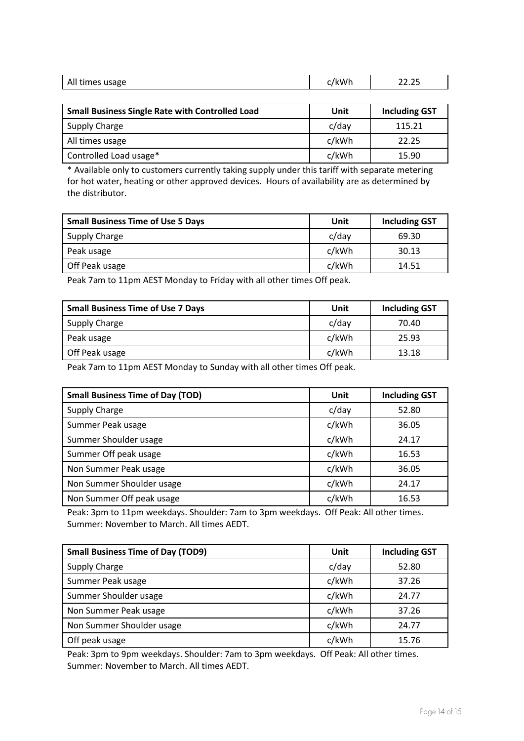| All times usage | c/kWh | 22.25 |
|---|---|---|

| Small Business Single Rate with Controlled Load | Unit | Including GST |
|---|---|---|
| Supply Charge | c/day | 115.21 |
| All times usage | c/kWh | 22.25 |
| Controlled Load usage* | c/kWh | 15.90 |

* Available only to customers currently taking supply under this tariff with separate metering for hot water, heating or other approved devices. Hours of availability are as determined by the distributor.

| Small Business Time of Use 5 Days | Unit | Including GST |
|---|---|---|
| Supply Charge | c/day | 69.30 |
| Peak usage | c/kWh | 30.13 |
| Off Peak usage | c/kWh | 14.51 |

Peak 7am to 11pm AEST Monday to Friday with all other times Off peak.

| Small Business Time of Use 7 Days | Unit | Including GST |
|---|---|---|
| Supply Charge | c/day | 70.40 |
| Peak usage | c/kWh | 25.93 |
| Off Peak usage | c/kWh | 13.18 |

Peak 7am to 11pm AEST Monday to Sunday with all other times Off peak.

| Small Business Time of Day (TOD) | Unit | Including GST |
|---|---|---|
| Supply Charge | c/day | 52.80 |
| Summer Peak usage | c/kWh | 36.05 |
| Summer Shoulder usage | c/kWh | 24.17 |
| Summer Off peak usage | c/kWh | 16.53 |
| Non Summer Peak usage | c/kWh | 36.05 |
| Non Summer Shoulder usage | c/kWh | 24.17 |
| Non Summer Off peak usage | c/kWh | 16.53 |

Peak: 3pm to 11pm weekdays. Shoulder: 7am to 3pm weekdays. Off Peak: All other times. Summer: November to March. All times AEDT.

| Small Business Time of Day (TOD9) | Unit | Including GST |
|---|---|---|
| Supply Charge | c/day | 52.80 |
| Summer Peak usage | c/kWh | 37.26 |
| Summer Shoulder usage | c/kWh | 24.77 |
| Non Summer Peak usage | c/kWh | 37.26 |
| Non Summer Shoulder usage | c/kWh | 24.77 |
| Off peak usage | c/kWh | 15.76 |

Peak: 3pm to 9pm weekdays. Shoulder: 7am to 3pm weekdays. Off Peak: All other times. Summer: November to March. All times AEDT.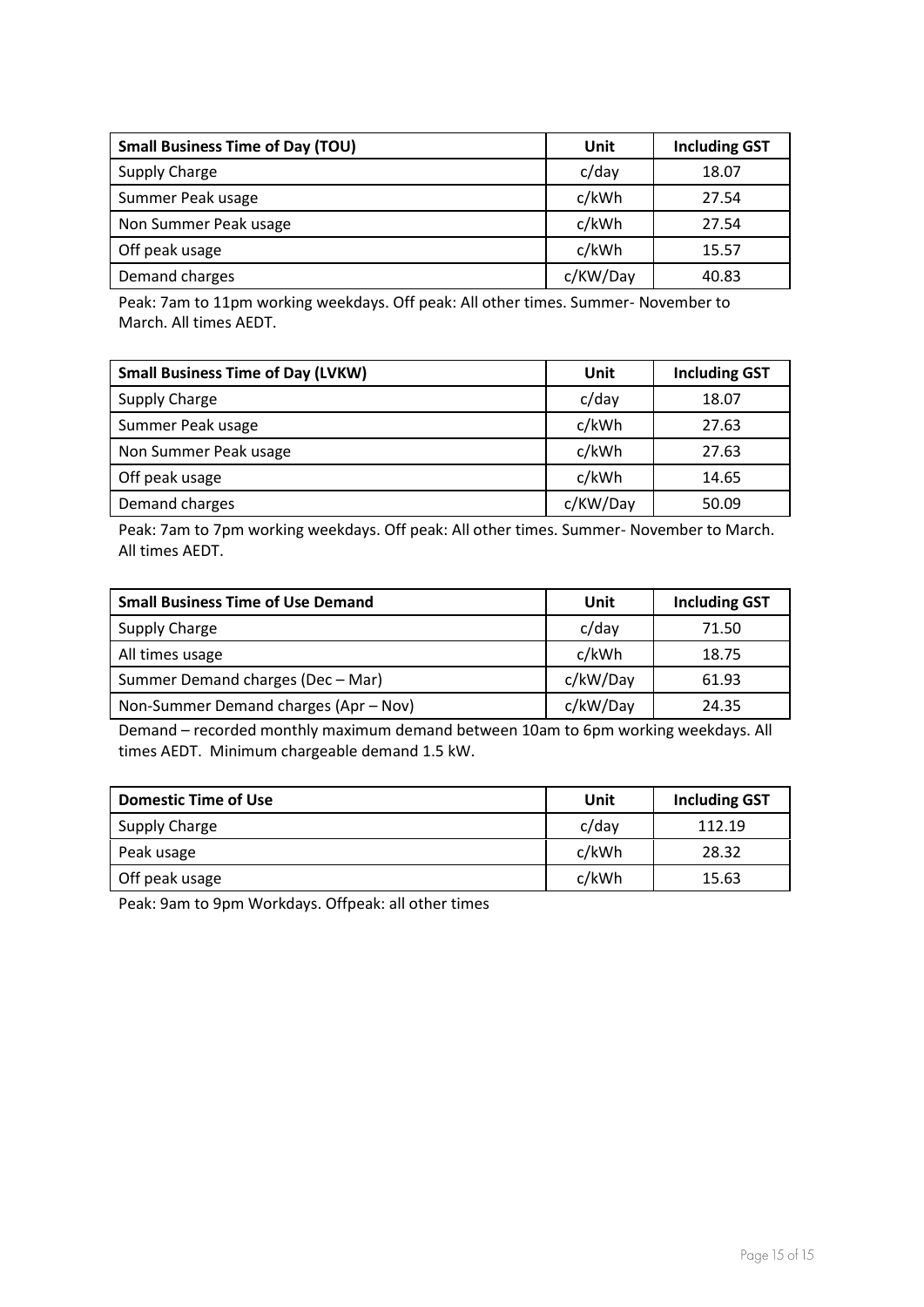| Small Business Time of Day (TOU) | Unit | Including GST |
|---|---|---|
| Supply Charge | c/day | 18.07 |
| Summer Peak usage | c/kWh | 27.54 |
| Non Summer Peak usage | c/kWh | 27.54 |
| Off peak usage | c/kWh | 15.57 |
| Demand charges | c/KW/Day | 40.83 |

Peak: 7am to 11pm working weekdays. Off peak: All other times. Summer- November to March. All times AEDT.

| Small Business Time of Day (LVKW) | Unit | Including GST |
|---|---|---|
| Supply Charge | c/day | 18.07 |
| Summer Peak usage | c/kWh | 27.63 |
| Non Summer Peak usage | c/kWh | 27.63 |
| Off peak usage | c/kWh | 14.65 |
| Demand charges | c/KW/Day | 50.09 |

Peak: 7am to 7pm working weekdays. Off peak: All other times. Summer- November to March. All times AEDT.

| Small Business Time of Use Demand | Unit | Including GST |
|---|---|---|
| Supply Charge | c/day | 71.50 |
| All times usage | c/kWh | 18.75 |
| Summer Demand charges (Dec – Mar) | c/kW/Day | 61.93 |
| Non-Summer Demand charges (Apr – Nov) | c/kW/Day | 24.35 |

Demand – recorded monthly maximum demand between 10am to 6pm working weekdays. All times AEDT. Minimum chargeable demand 1.5 kW.

| Domestic Time of Use | Unit | Including GST |
|---|---|---|
| Supply Charge | c/day | 112.19 |
| Peak usage | c/kWh | 28.32 |
| Off peak usage | c/kWh | 15.63 |

Peak: 9am to 9pm Workdays. Offpeak: all other times